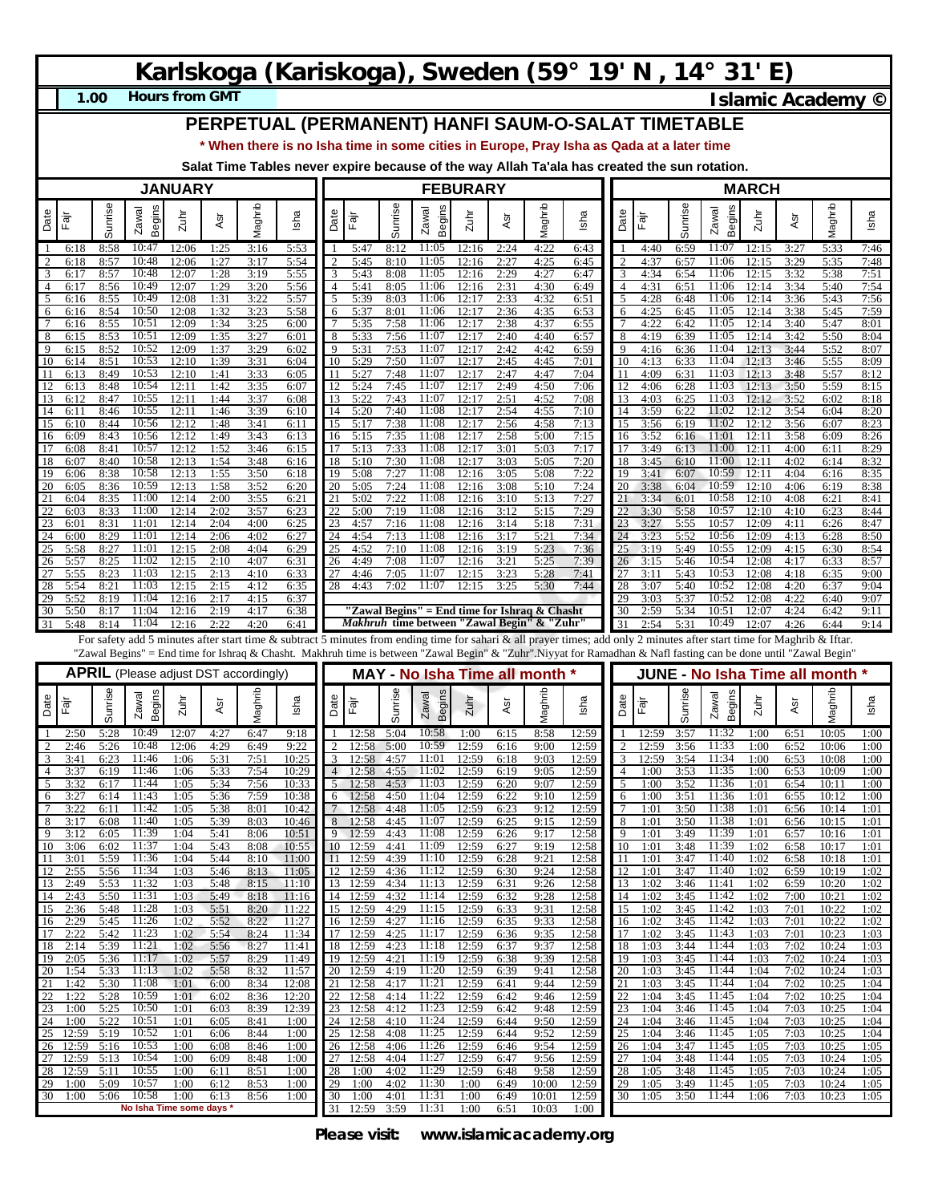# Karlskoga (Kariskoga), Sweden (59° 19' N , 14° 31' E)

**1.00** **Hours from GMT** **Islamic Academy ©**

## PERPETUAL (PERMANENT) HANFI SAUM-O-SALAT TIMETABLE

**\* When there is no Isha time in some cities in Europe, Pray Isha as Qada at a later time**

**Salat Time Tables never expire because of the way Allah Ta'ala has created the sun rotation.**

### JANUARY

| Date | Fajr | Sunrise | Zawal Begins | Zuhr | Asr | Maghrib | Isha |
|---|---|---|---|---|---|---|---|
| 1 | 6:18 | 8:58 | 10:47 | 12:06 | 1:25 | 3:16 | 5:53 |
| 2 | 6:18 | 8:57 | 10:48 | 12:06 | 1:27 | 3:17 | 5:54 |
| 3 | 6:17 | 8:57 | 10:48 | 12:07 | 1:28 | 3:19 | 5:55 |
| 4 | 6:17 | 8:56 | 10:49 | 12:07 | 1:29 | 3:20 | 5:56 |
| 5 | 6:16 | 8:55 | 10:49 | 12:08 | 1:31 | 3:22 | 5:57 |
| 6 | 6:16 | 8:54 | 10:50 | 12:08 | 1:32 | 3:23 | 5:58 |
| 7 | 6:16 | 8:55 | 10:51 | 12:09 | 1:34 | 3:25 | 6:00 |
| 8 | 6:15 | 8:53 | 10:51 | 12:09 | 1:35 | 3:27 | 6:01 |
| 9 | 6:15 | 8:52 | 10:52 | 12:09 | 1:37 | 3:29 | 6:02 |
| 10 | 6:14 | 8:51 | 10:53 | 12:10 | 1:39 | 3:31 | 6:04 |
| 11 | 6:13 | 8:49 | 10:53 | 12:10 | 1:41 | 3:33 | 6:05 |
| 12 | 6:13 | 8:48 | 10:54 | 12:11 | 1:42 | 3:35 | 6:07 |
| 13 | 6:12 | 8:47 | 10:55 | 12:11 | 1:44 | 3:37 | 6:08 |
| 14 | 6:11 | 8:46 | 10:55 | 12:11 | 1:46 | 3:39 | 6:10 |
| 15 | 6:10 | 8:44 | 10:56 | 12:12 | 1:48 | 3:41 | 6:11 |
| 16 | 6:09 | 8:43 | 10:56 | 12:12 | 1:49 | 3:43 | 6:13 |
| 17 | 6:08 | 8:41 | 10:57 | 12:12 | 1:52 | 3:46 | 6:15 |
| 18 | 6:07 | 8:40 | 10:58 | 12:13 | 1:54 | 3:48 | 6:16 |
| 19 | 6:06 | 8:38 | 10:58 | 12:13 | 1:55 | 3:50 | 6:18 |
| 20 | 6:05 | 8:36 | 10:59 | 12:13 | 1:58 | 3:52 | 6:20 |
| 21 | 6:04 | 8:35 | 11:00 | 12:14 | 2:00 | 3:55 | 6:21 |
| 22 | 6:03 | 8:33 | 11:00 | 12:14 | 2:02 | 3:57 | 6:23 |
| 23 | 6:01 | 8:31 | 11:01 | 12:14 | 2:04 | 4:00 | 6:25 |
| 24 | 6:00 | 8:29 | 11:01 | 12:14 | 2:06 | 4:02 | 6:27 |
| 25 | 5:58 | 8:27 | 11:01 | 12:15 | 2:08 | 4:04 | 6:29 |
| 26 | 5:57 | 8:25 | 11:02 | 12:15 | 2:10 | 4:07 | 6:31 |
| 27 | 5:55 | 8:23 | 11:03 | 12:15 | 2:13 | 4:10 | 6:33 |
| 28 | 5:54 | 8:21 | 11:03 | 12:15 | 2:15 | 4:12 | 6:35 |
| 29 | 5:52 | 8:19 | 11:04 | 12:16 | 2:17 | 4:15 | 6:37 |
| 30 | 5:50 | 8:17 | 11:04 | 12:16 | 2:19 | 4:17 | 6:38 |
| 31 | 5:48 | 8:14 | 11:04 | 12:16 | 2:22 | 4:20 | 6:41 |

### FEBURARY

| Date | Fajr | Sunrise | Zawal Begins | Zuhr | Asr | Maghrib | Isha |
|---|---|---|---|---|---|---|---|
| 1 | 5:47 | 8:12 | 11:05 | 12:16 | 2:24 | 4:22 | 6:43 |
| 2 | 5:45 | 8:10 | 11:05 | 12:16 | 2:27 | 4:25 | 6:45 |
| 3 | 5:43 | 8:08 | 11:05 | 12:16 | 2:29 | 4:27 | 6:47 |
| 4 | 5:41 | 8:05 | 11:06 | 12:16 | 2:31 | 4:30 | 6:49 |
| 5 | 5:39 | 8:03 | 11:06 | 12:17 | 2:33 | 4:32 | 6:51 |
| 6 | 5:37 | 8:01 | 11:06 | 12:17 | 2:36 | 4:35 | 6:53 |
| 7 | 5:35 | 7:58 | 11:06 | 12:17 | 2:38 | 4:37 | 6:55 |
| 8 | 5:33 | 7:56 | 11:07 | 12:17 | 2:40 | 4:40 | 6:57 |
| 9 | 5:31 | 7:53 | 11:07 | 12:17 | 2:42 | 4:42 | 6:59 |
| 10 | 5:29 | 7:50 | 11:07 | 12:17 | 2:45 | 4:45 | 7:01 |
| 11 | 5:27 | 7:48 | 11:07 | 12:17 | 2:47 | 4:47 | 7:04 |
| 12 | 5:24 | 7:45 | 11:07 | 12:17 | 2:49 | 4:50 | 7:06 |
| 13 | 5:22 | 7:43 | 11:07 | 12:17 | 2:51 | 4:52 | 7:08 |
| 14 | 5:20 | 7:40 | 11:08 | 12:17 | 2:54 | 4:55 | 7:10 |
| 15 | 5:17 | 7:38 | 11:08 | 12:17 | 2:56 | 4:58 | 7:13 |
| 16 | 5:15 | 7:35 | 11:08 | 12:17 | 2:58 | 5:00 | 7:15 |
| 17 | 5:13 | 7:33 | 11:08 | 12:17 | 3:01 | 5:03 | 7:17 |
| 18 | 5:10 | 7:30 | 11:08 | 12:17 | 3:03 | 5:05 | 7:20 |
| 19 | 5:08 | 7:27 | 11:08 | 12:16 | 3:05 | 5:08 | 7:22 |
| 20 | 5:05 | 7:24 | 11:08 | 12:16 | 3:08 | 5:10 | 7:24 |
| 21 | 5:02 | 7:22 | 11:08 | 12:16 | 3:10 | 5:13 | 7:27 |
| 22 | 5:00 | 7:19 | 11:08 | 12:16 | 3:12 | 5:15 | 7:29 |
| 23 | 4:57 | 7:16 | 11:08 | 12:16 | 3:14 | 5:18 | 7:31 |
| 24 | 4:54 | 7:13 | 11:08 | 12:16 | 3:17 | 5:21 | 7:34 |
| 25 | 4:52 | 7:10 | 11:08 | 12:16 | 3:19 | 5:23 | 7:36 |
| 26 | 4:49 | 7:08 | 11:07 | 12:16 | 3:21 | 5:25 | 7:39 |
| 27 | 4:46 | 7:05 | 11:07 | 12:15 | 3:23 | 5:28 | 7:41 |
| 28 | 4:43 | 7:02 | 11:07 | 12:15 | 3:25 | 5:30 | 7:44 |

**"Zawal Begins" = End time for Ishraq & Chasht**
***Makhruh* time between "Zawal Begin" & "Zuhr"**

### MARCH

| Date | Fajr | Sunrise | Zawal Begins | Zuhr | Asr | Maghrib | Isha |
|---|---|---|---|---|---|---|---|
| 1 | 4:40 | 6:59 | 11:07 | 12:15 | 3:27 | 5:33 | 7:46 |
| 2 | 4:37 | 6:57 | 11:06 | 12:15 | 3:29 | 5:35 | 7:48 |
| 3 | 4:34 | 6:54 | 11:06 | 12:15 | 3:32 | 5:38 | 7:51 |
| 4 | 4:31 | 6:51 | 11:06 | 12:14 | 3:34 | 5:40 | 7:54 |
| 5 | 4:28 | 6:48 | 11:06 | 12:14 | 3:36 | 5:43 | 7:56 |
| 6 | 4:25 | 6:45 | 11:05 | 12:14 | 3:38 | 5:45 | 7:59 |
| 7 | 4:22 | 6:42 | 11:05 | 12:14 | 3:40 | 5:47 | 8:01 |
| 8 | 4:19 | 6:39 | 11:05 | 12:14 | 3:42 | 5:50 | 8:04 |
| 9 | 4:16 | 6:36 | 11:04 | 12:13 | 3:44 | 5:52 | 8:07 |
| 10 | 4:13 | 6:33 | 11:04 | 12:13 | 3:46 | 5:55 | 8:09 |
| 11 | 4:09 | 6:31 | 11:03 | 12:13 | 3:48 | 5:57 | 8:12 |
| 12 | 4:06 | 6:28 | 11:03 | 12:13 | 3:50 | 5:59 | 8:15 |
| 13 | 4:03 | 6:25 | 11:03 | 12:12 | 3:52 | 6:02 | 8:18 |
| 14 | 3:59 | 6:22 | 11:02 | 12:12 | 3:54 | 6:04 | 8:20 |
| 15 | 3:56 | 6:19 | 11:02 | 12:12 | 3:56 | 6:07 | 8:23 |
| 16 | 3:52 | 6:16 | 11:01 | 12:11 | 3:58 | 6:09 | 8:26 |
| 17 | 3:49 | 6:13 | 11:00 | 12:11 | 4:00 | 6:11 | 8:29 |
| 18 | 3:45 | 6:10 | 11:00 | 12:11 | 4:02 | 6:14 | 8:32 |
| 19 | 3:41 | 6:07 | 10:59 | 12:11 | 4:04 | 6:16 | 8:35 |
| 20 | 3:38 | 6:04 | 10:59 | 12:10 | 4:06 | 6:19 | 8:38 |
| 21 | 3:34 | 6:01 | 10:58 | 12:10 | 4:08 | 6:21 | 8:41 |
| 22 | 3:30 | 5:58 | 10:57 | 12:10 | 4:10 | 6:23 | 8:44 |
| 23 | 3:27 | 5:55 | 10:57 | 12:09 | 4:11 | 6:26 | 8:47 |
| 24 | 3:23 | 5:52 | 10:56 | 12:09 | 4:13 | 6:28 | 8:50 |
| 25 | 3:19 | 5:49 | 10:55 | 12:09 | 4:15 | 6:30 | 8:54 |
| 26 | 3:15 | 5:46 | 10:54 | 12:08 | 4:17 | 6:33 | 8:57 |
| 27 | 3:11 | 5:43 | 10:53 | 12:08 | 4:18 | 6:35 | 9:00 |
| 28 | 3:07 | 5:40 | 10:52 | 12:08 | 4:20 | 6:37 | 9:04 |
| 29 | 3:03 | 5:37 | 10:52 | 12:08 | 4:22 | 6:40 | 9:07 |
| 30 | 2:59 | 5:34 | 10:51 | 12:07 | 4:24 | 6:42 | 9:11 |
| 31 | 2:54 | 5:31 | 10:49 | 12:07 | 4:26 | 6:44 | 9:14 |

For safety add 5 minutes after start time & subtract 5 minutes from ending time for sahari & all prayer times; add only 2 minutes after start time for Maghrib & Iftar. "Zawal Begins" = End time for Ishraq & Chasht. Makhruh time is between "Zawal Begin" & "Zuhr".Niyyat for Ramadhan & Nafl fasting can be done until "Zawal Begin"

### APRIL (Please adjust DST accordingly)

| Date | Fajr | Sunrise | Zawal Begins | Zuhr | Asr | Maghrib | Isha |
|---|---|---|---|---|---|---|---|
| 1 | 2:50 | 5:28 | 10:49 | 12:07 | 4:27 | 6:47 | 9:18 |
| 2 | 2:46 | 5:26 | 10:48 | 12:06 | 4:29 | 6:49 | 9:22 |
| 3 | 3:41 | 6:23 | 11:46 | 1:06 | 5:31 | 7:51 | 10:25 |
| 4 | 3:37 | 6:19 | 11:46 | 1:06 | 5:33 | 7:54 | 10:29 |
| 5 | 3:32 | 6:17 | 11:44 | 1:05 | 5:34 | 7:56 | 10:33 |
| 6 | 3:27 | 6:14 | 11:43 | 1:05 | 5:36 | 7:59 | 10:38 |
| 7 | 3:22 | 6:11 | 11:42 | 1:05 | 5:38 | 8:01 | 10:42 |
| 8 | 3:17 | 6:08 | 11:40 | 1:05 | 5:39 | 8:03 | 10:46 |
| 9 | 3:12 | 6:05 | 11:39 | 1:04 | 5:41 | 8:06 | 10:51 |
| 10 | 3:06 | 6:02 | 11:37 | 1:04 | 5:43 | 8:08 | 10:55 |
| 11 | 3:01 | 5:59 | 11:36 | 1:04 | 5:44 | 8:10 | 11:00 |
| 12 | 2:55 | 5:56 | 11:34 | 1:03 | 5:46 | 8:13 | 11:05 |
| 13 | 2:49 | 5:53 | 11:32 | 1:03 | 5:48 | 8:15 | 11:10 |
| 14 | 2:43 | 5:50 | 11:31 | 1:03 | 5:49 | 8:18 | 11:16 |
| 15 | 2:36 | 5:48 | 11:28 | 1:03 | 5:51 | 8:20 | 11:22 |
| 16 | 2:29 | 5:45 | 11:26 | 1:02 | 5:52 | 8:22 | 11:27 |
| 17 | 2:22 | 5:42 | 11:23 | 1:02 | 5:54 | 8:24 | 11:34 |
| 18 | 2:14 | 5:39 | 11:21 | 1:02 | 5:56 | 8:27 | 11:41 |
| 19 | 2:05 | 5:36 | 11:17 | 1:02 | 5:57 | 8:29 | 11:49 |
| 20 | 1:54 | 5:33 | 11:13 | 1:02 | 5:58 | 8:32 | 11:57 |
| 21 | 1:42 | 5:30 | 11:08 | 1:01 | 6:00 | 8:34 | 12:08 |
| 22 | 1:22 | 5:28 | 10:59 | 1:01 | 6:02 | 8:36 | 12:20 |
| 23 | 1:00 | 5:25 | 10:50 | 1:01 | 6:03 | 8:39 | 12:39 |
| 24 | 1:00 | 5:22 | 10:51 | 1:01 | 6:05 | 8:41 | 1:00 |
| 25 | 1:00 | 5:19 | 10:52 | 1:01 | 6:06 | 8:44 | 1:00 |
| 26 | 12:59 | 5:16 | 10:53 | 1:00 | 6:08 | 8:46 | 1:00 |
| 27 | 12:59 | 5:13 | 10:54 | 1:00 | 6:09 | 8:48 | 1:00 |
| 28 | 12:59 | 5:11 | 10:55 | 1:00 | 6:11 | 8:51 | 1:00 |
| 29 | 1:00 | 5:09 | 10:57 | 1:00 | 6:12 | 8:53 | 1:00 |
| 30 | 1:00 | 5:06 | 10:58 | 1:00 | 6:13 | 8:56 | 1:00 |

**No Isha Time some days \***

### MAY - No Isha Time all month *

| Date | Fajr | Sunrise | Zawal Begins | Zuhr | Asr | Maghrib | Isha |
|---|---|---|---|---|---|---|---|
| 1 | 12:58 | 5:04 | 10:58 | 1:00 | 6:15 | 8:58 | 12:59 |
| 2 | 12:58 | 5:00 | 10:59 | 12:59 | 6:16 | 9:00 | 12:59 |
| 3 | 12:58 | 4:57 | 11:01 | 12:59 | 6:18 | 9:03 | 12:59 |
| 4 | 12:58 | 4:55 | 11:02 | 12:59 | 6:19 | 9:05 | 12:59 |
| 5 | 12:58 | 4:53 | 11:03 | 12:59 | 6:20 | 9:07 | 12:59 |
| 6 | 12:58 | 4:50 | 11:04 | 12:59 | 6:22 | 9:10 | 12:59 |
| 7 | 12:58 | 4:48 | 11:05 | 12:59 | 6:23 | 9:12 | 12:59 |
| 8 | 12:58 | 4:45 | 11:07 | 12:59 | 6:25 | 9:15 | 12:59 |
| 9 | 12:59 | 4:43 | 11:08 | 12:59 | 6:26 | 9:17 | 12:58 |
| 10 | 12:59 | 4:41 | 11:09 | 12:59 | 6:27 | 9:19 | 12:58 |
| 11 | 12:59 | 4:39 | 11:10 | 12:59 | 6:28 | 9:21 | 12:58 |
| 12 | 12:59 | 4:36 | 11:12 | 12:59 | 6:30 | 9:24 | 12:58 |
| 13 | 12:59 | 4:34 | 11:13 | 12:59 | 6:31 | 9:26 | 12:58 |
| 14 | 12:59 | 4:32 | 11:14 | 12:59 | 6:32 | 9:28 | 12:58 |
| 15 | 12:59 | 4:29 | 11:15 | 12:59 | 6:33 | 9:31 | 12:58 |
| 16 | 12:59 | 4:27 | 11:16 | 12:59 | 6:35 | 9:33 | 12:58 |
| 17 | 12:59 | 4:25 | 11:17 | 12:59 | 6:36 | 9:35 | 12:58 |
| 18 | 12:59 | 4:23 | 11:18 | 12:59 | 6:37 | 9:37 | 12:58 |
| 19 | 12:59 | 4:21 | 11:19 | 12:59 | 6:38 | 9:39 | 12:58 |
| 20 | 12:59 | 4:19 | 11:20 | 12:59 | 6:39 | 9:41 | 12:58 |
| 21 | 12:58 | 4:17 | 11:21 | 12:59 | 6:41 | 9:44 | 12:59 |
| 22 | 12:58 | 4:14 | 11:22 | 12:59 | 6:42 | 9:46 | 12:59 |
| 23 | 12:58 | 4:12 | 11:23 | 12:59 | 6:42 | 9:48 | 12:59 |
| 24 | 12:58 | 4:10 | 11:24 | 12:59 | 6:44 | 9:50 | 12:59 |
| 25 | 12:58 | 4:08 | 11:25 | 12:59 | 6:44 | 9:52 | 12:59 |
| 26 | 12:58 | 4:06 | 11:26 | 12:59 | 6:46 | 9:54 | 12:59 |
| 27 | 12:58 | 4:04 | 11:27 | 12:59 | 6:47 | 9:56 | 12:59 |
| 28 | 1:00 | 4:02 | 11:29 | 12:59 | 6:48 | 9:58 | 12:59 |
| 29 | 1:00 | 4:02 | 11:30 | 1:00 | 6:49 | 10:00 | 12:59 |
| 30 | 1:00 | 4:01 | 11:31 | 1:00 | 6:49 | 10:01 | 12:59 |
| 31 | 12:59 | 3:59 | 11:31 | 1:00 | 6:51 | 10:03 | 1:00 |

### JUNE - No Isha Time all month *

| Date | Fajr | Sunrise | Zawal Begins | Zuhr | Asr | Maghrib | Isha |
|---|---|---|---|---|---|---|---|
| 1 | 12:59 | 3:57 | 11:32 | 1:00 | 6:51 | 10:05 | 1:00 |
| 2 | 12:59 | 3:56 | 11:33 | 1:00 | 6:52 | 10:06 | 1:00 |
| 3 | 12:59 | 3:54 | 11:34 | 1:00 | 6:53 | 10:08 | 1:00 |
| 4 | 1:00 | 3:53 | 11:35 | 1:00 | 6:53 | 10:09 | 1:00 |
| 5 | 1:00 | 3:52 | 11:36 | 1:01 | 6:54 | 10:11 | 1:00 |
| 6 | 1:00 | 3:51 | 11:36 | 1:01 | 6:55 | 10:12 | 1:00 |
| 7 | 1:01 | 3:50 | 11:38 | 1:01 | 6:56 | 10:14 | 1:01 |
| 8 | 1:01 | 3:50 | 11:38 | 1:01 | 6:56 | 10:15 | 1:01 |
| 9 | 1:01 | 3:49 | 11:39 | 1:01 | 6:57 | 10:16 | 1:01 |
| 10 | 1:01 | 3:48 | 11:39 | 1:02 | 6:58 | 10:17 | 1:01 |
| 11 | 1:01 | 3:47 | 11:40 | 1:02 | 6:58 | 10:18 | 1:01 |
| 12 | 1:01 | 3:47 | 11:40 | 1:02 | 6:59 | 10:19 | 1:02 |
| 13 | 1:02 | 3:46 | 11:41 | 1:02 | 6:59 | 10:20 | 1:02 |
| 14 | 1:02 | 3:45 | 11:42 | 1:02 | 7:00 | 10:21 | 1:02 |
| 15 | 1:02 | 3:45 | 11:42 | 1:03 | 7:01 | 10:22 | 1:02 |
| 16 | 1:02 | 3:45 | 11:42 | 1:03 | 7:01 | 10:22 | 1:02 |
| 17 | 1:02 | 3:45 | 11:43 | 1:03 | 7:01 | 10:23 | 1:03 |
| 18 | 1:03 | 3:44 | 11:44 | 1:03 | 7:02 | 10:24 | 1:03 |
| 19 | 1:03 | 3:45 | 11:44 | 1:03 | 7:02 | 10:24 | 1:03 |
| 20 | 1:03 | 3:45 | 11:44 | 1:04 | 7:02 | 10:24 | 1:03 |
| 21 | 1:03 | 3:45 | 11:44 | 1:04 | 7:02 | 10:25 | 1:04 |
| 22 | 1:04 | 3:45 | 11:45 | 1:04 | 7:02 | 10:25 | 1:04 |
| 23 | 1:04 | 3:46 | 11:45 | 1:04 | 7:03 | 10:25 | 1:04 |
| 24 | 1:04 | 3:46 | 11:45 | 1:04 | 7:03 | 10:25 | 1:04 |
| 25 | 1:04 | 3:46 | 11:45 | 1:05 | 7:03 | 10:25 | 1:04 |
| 26 | 1:04 | 3:47 | 11:45 | 1:05 | 7:03 | 10:25 | 1:05 |
| 27 | 1:04 | 3:48 | 11:44 | 1:05 | 7:03 | 10:24 | 1:05 |
| 28 | 1:05 | 3:48 | 11:45 | 1:05 | 7:03 | 10:24 | 1:05 |
| 29 | 1:05 | 3:49 | 11:45 | 1:05 | 7:03 | 10:24 | 1:05 |
| 30 | 1:05 | 3:50 | 11:44 | 1:06 | 7:03 | 10:23 | 1:05 |

**Please visit: www.islamicacademy.org**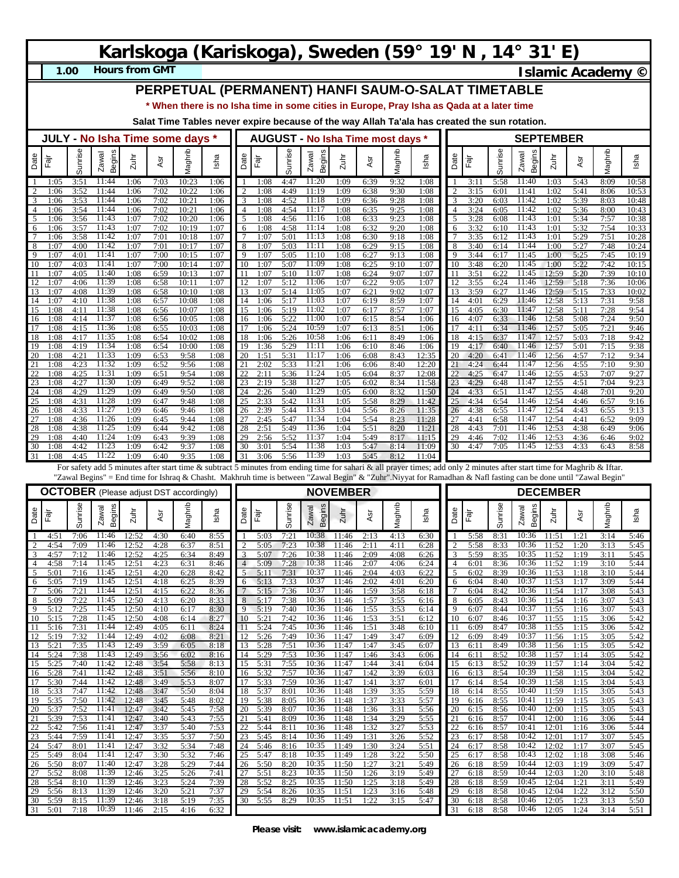# Karlskoga (Kariskoga), Sweden (59° 19' N , 14° 31' E)

**1.00** Hours from GMT — **Islamic Academy ©**

## PERPETUAL (PERMANENT) HANFI SAUM-O-SALAT TIMETABLE

*** When there is no Isha time in some cities in Europe, Pray Isha as Qada at a later time**

**Salat Time Tables never expire because of the way Allah Ta'ala has created the sun rotation.**

### JULY - No Isha Time some days *

| Date | Fajr | Sunrise | Zawal Begins | Zuhr | Asr | Maghrib | Isha |
|---|---|---|---|---|---|---|---|
| 1 | 1:05 | 3:51 | 11:44 | 1:06 | 7:03 | 10:23 | 1:06 |
| 2 | 1:06 | 3:52 | 11:44 | 1:06 | 7:02 | 10:22 | 1:06 |
| 3 | 1:06 | 3:53 | 11:44 | 1:06 | 7:02 | 10:21 | 1:06 |
| 4 | 1:06 | 3:54 | 11:44 | 1:06 | 7:02 | 10:21 | 1:06 |
| 5 | 1:06 | 3:56 | 11:43 | 1:07 | 7:02 | 10:20 | 1:06 |
| 6 | 1:06 | 3:57 | 11:43 | 1:07 | 7:02 | 10:19 | 1:07 |
| 7 | 1:06 | 3:58 | 11:42 | 1:07 | 7:01 | 10:18 | 1:07 |
| 8 | 1:07 | 4:00 | 11:42 | 1:07 | 7:01 | 10:17 | 1:07 |
| 9 | 1:07 | 4:01 | 11:41 | 1:07 | 7:00 | 10:15 | 1:07 |
| 10 | 1:07 | 4:03 | 11:41 | 1:07 | 7:00 | 10:14 | 1:07 |
| 11 | 1:07 | 4:05 | 11:40 | 1:08 | 6:59 | 10:13 | 1:07 |
| 12 | 1:07 | 4:06 | 11:39 | 1:08 | 6:58 | 10:11 | 1:07 |
| 13 | 1:07 | 4:08 | 11:39 | 1:08 | 6:58 | 10:10 | 1:08 |
| 14 | 1:07 | 4:10 | 11:38 | 1:08 | 6:57 | 10:08 | 1:08 |
| 15 | 1:08 | 4:11 | 11:38 | 1:08 | 6:56 | 10:07 | 1:08 |
| 16 | 1:08 | 4:14 | 11:37 | 1:08 | 6:56 | 10:05 | 1:08 |
| 17 | 1:08 | 4:15 | 11:36 | 1:08 | 6:55 | 10:03 | 1:08 |
| 18 | 1:08 | 4:17 | 11:35 | 1:08 | 6:54 | 10:02 | 1:08 |
| 19 | 1:08 | 4:19 | 11:34 | 1:08 | 6:54 | 10:00 | 1:08 |
| 20 | 1:08 | 4:21 | 11:33 | 1:09 | 6:53 | 9:58 | 1:08 |
| 21 | 1:08 | 4:23 | 11:32 | 1:09 | 6:52 | 9:56 | 1:08 |
| 22 | 1:08 | 4:25 | 11:31 | 1:09 | 6:51 | 9:54 | 1:08 |
| 23 | 1:08 | 4:27 | 11:30 | 1:09 | 6:49 | 9:52 | 1:08 |
| 24 | 1:08 | 4:29 | 11:29 | 1:09 | 6:49 | 9:50 | 1:08 |
| 25 | 1:08 | 4:31 | 11:28 | 1:09 | 6:47 | 9:48 | 1:08 |
| 26 | 1:08 | 4:33 | 11:27 | 1:09 | 6:46 | 9:46 | 1:08 |
| 27 | 1:08 | 4:36 | 11:26 | 1:09 | 6:45 | 9:44 | 1:08 |
| 28 | 1:08 | 4:38 | 11:25 | 1:09 | 6:44 | 9:42 | 1:08 |
| 29 | 1:08 | 4:40 | 11:24 | 1:09 | 6:43 | 9:39 | 1:08 |
| 30 | 1:08 | 4:42 | 11:23 | 1:09 | 6:42 | 9:37 | 1:08 |
| 31 | 1:08 | 4:45 | 11:22 | 1:09 | 6:40 | 9:35 | 1:08 |

### AUGUST - No Isha Time most days *

| Date | Fajr | Sunrise | Zawal Begins | Zuhr | Asr | Maghrib | Isha |
|---|---|---|---|---|---|---|---|
| 1 | 1:08 | 4:47 | 11:20 | 1:09 | 6:39 | 9:32 | 1:08 |
| 2 | 1:08 | 4:49 | 11:19 | 1:09 | 6:38 | 9:30 | 1:08 |
| 3 | 1:08 | 4:52 | 11:18 | 1:09 | 6:36 | 9:28 | 1:08 |
| 4 | 1:08 | 4:54 | 11:17 | 1:08 | 6:35 | 9:25 | 1:08 |
| 5 | 1:08 | 4:56 | 11:16 | 1:08 | 6:33 | 9:23 | 1:08 |
| 6 | 1:08 | 4:58 | 11:14 | 1:08 | 6:32 | 9:20 | 1:08 |
| 7 | 1:07 | 5:01 | 11:13 | 1:08 | 6:30 | 9:18 | 1:08 |
| 8 | 1:07 | 5:03 | 11:11 | 1:08 | 6:29 | 9:15 | 1:08 |
| 9 | 1:07 | 5:05 | 11:10 | 1:08 | 6:27 | 9:13 | 1:08 |
| 10 | 1:07 | 5:07 | 11:09 | 1:08 | 6:25 | 9:10 | 1:07 |
| 11 | 1:07 | 5:10 | 11:07 | 1:08 | 6:24 | 9:07 | 1:07 |
| 12 | 1:07 | 5:12 | 11:06 | 1:07 | 6:22 | 9:05 | 1:07 |
| 13 | 1:07 | 5:14 | 11:05 | 1:07 | 6:21 | 9:02 | 1:07 |
| 14 | 1:06 | 5:17 | 11:03 | 1:07 | 6:19 | 8:59 | 1:07 |
| 15 | 1:06 | 5:19 | 11:02 | 1:07 | 6:17 | 8:57 | 1:07 |
| 16 | 1:06 | 5:22 | 11:00 | 1:07 | 6:15 | 8:54 | 1:06 |
| 17 | 1:06 | 5:24 | 10:59 | 1:07 | 6:13 | 8:51 | 1:06 |
| 18 | 1:06 | 5:26 | 10:58 | 1:06 | 6:11 | 8:49 | 1:06 |
| 19 | 1:36 | 5:29 | 11:11 | 1:06 | 6:10 | 8:46 | 1:06 |
| 20 | 1:51 | 5:31 | 11:17 | 1:06 | 6:08 | 8:43 | 12:35 |
| 21 | 2:02 | 5:33 | 11:21 | 1:06 | 6:06 | 8:40 | 12:20 |
| 22 | 2:11 | 5:36 | 11:24 | 1:05 | 6:04 | 8:37 | 12:08 |
| 23 | 2:19 | 5:38 | 11:27 | 1:05 | 6:02 | 8:34 | 11:58 |
| 24 | 2:26 | 5:40 | 11:29 | 1:05 | 6:00 | 8:32 | 11:50 |
| 25 | 2:33 | 5:42 | 11:31 | 1:05 | 5:58 | 8:29 | 11:42 |
| 26 | 2:39 | 5:44 | 11:33 | 1:04 | 5:56 | 8:26 | 11:35 |
| 27 | 2:45 | 5:47 | 11:34 | 1:04 | 5:54 | 8:23 | 11:28 |
| 28 | 2:51 | 5:49 | 11:36 | 1:04 | 5:51 | 8:20 | 11:21 |
| 29 | 2:56 | 5:52 | 11:37 | 1:04 | 5:49 | 8:17 | 11:15 |
| 30 | 3:01 | 5:54 | 11:38 | 1:03 | 5:47 | 8:14 | 11:09 |
| 31 | 3:06 | 5:56 | 11:39 | 1:03 | 5:45 | 8:12 | 11:04 |

### SEPTEMBER

| Date | Fajr | Sunrise | Zawal Begins | Zuhr | Asr | Maghrib | Isha |
|---|---|---|---|---|---|---|---|
| 1 | 3:11 | 5:58 | 11:40 | 1:03 | 5:43 | 8:09 | 10:58 |
| 2 | 3:15 | 6:01 | 11:41 | 1:02 | 5:41 | 8:06 | 10:53 |
| 3 | 3:20 | 6:03 | 11:42 | 1:02 | 5:39 | 8:03 | 10:48 |
| 4 | 3:24 | 6:05 | 11:42 | 1:02 | 5:36 | 8:00 | 10:43 |
| 5 | 3:28 | 6:08 | 11:43 | 1:01 | 5:34 | 7:57 | 10:38 |
| 6 | 3:32 | 6:10 | 11:43 | 1:01 | 5:32 | 7:54 | 10:33 |
| 7 | 3:35 | 6:12 | 11:43 | 1:01 | 5:29 | 7:51 | 10:28 |
| 8 | 3:40 | 6:14 | 11:44 | 1:00 | 5:27 | 7:48 | 10:24 |
| 9 | 3:44 | 6:17 | 11:45 | 1:00 | 5:25 | 7:45 | 10:19 |
| 10 | 3:48 | 6:20 | 11:45 | 1:00 | 5:22 | 7:42 | 10:15 |
| 11 | 3:51 | 6:22 | 11:45 | 12:59 | 5:20 | 7:39 | 10:10 |
| 12 | 3:55 | 6:24 | 11:46 | 12:59 | 5:18 | 7:36 | 10:06 |
| 13 | 3:59 | 6:27 | 11:46 | 12:59 | 5:15 | 7:33 | 10:02 |
| 14 | 4:01 | 6:29 | 11:46 | 12:58 | 5:13 | 7:31 | 9:58 |
| 15 | 4:05 | 6:30 | 11:47 | 12:58 | 5:11 | 7:28 | 9:54 |
| 16 | 4:07 | 6:33 | 11:46 | 12:58 | 5:08 | 7:24 | 9:50 |
| 17 | 4:11 | 6:34 | 11:46 | 12:57 | 5:05 | 7:21 | 9:46 |
| 18 | 4:15 | 6:37 | 11:47 | 12:57 | 5:03 | 7:18 | 9:42 |
| 19 | 4:17 | 6:40 | 11:46 | 12:57 | 5:01 | 7:15 | 9:38 |
| 20 | 4:20 | 6:41 | 11:46 | 12:56 | 4:57 | 7:12 | 9:34 |
| 21 | 4:24 | 6:44 | 11:47 | 12:56 | 4:55 | 7:10 | 9:30 |
| 22 | 4:25 | 6:47 | 11:46 | 12:55 | 4:53 | 7:07 | 9:27 |
| 23 | 4:29 | 6:48 | 11:47 | 12:55 | 4:51 | 7:04 | 9:23 |
| 24 | 4:33 | 6:51 | 11:47 | 12:55 | 4:48 | 7:01 | 9:20 |
| 25 | 4:34 | 6:54 | 11:46 | 12:54 | 4:46 | 6:57 | 9:16 |
| 26 | 4:38 | 6:55 | 11:47 | 12:54 | 4:43 | 6:55 | 9:13 |
| 27 | 4:41 | 6:58 | 11:47 | 12:54 | 4:41 | 6:52 | 9:09 |
| 28 | 4:43 | 7:01 | 11:46 | 12:53 | 4:38 | 6:49 | 9:06 |
| 29 | 4:46 | 7:02 | 11:46 | 12:53 | 4:36 | 6:46 | 9:02 |
| 30 | 4:47 | 7:05 | 11:45 | 12:53 | 4:33 | 6:43 | 8:58 |

For safety add 5 minutes after start time & subtract 5 minutes from ending time for sahari & all prayer times; add only 2 minutes after start time for Maghrib & Iftar. "Zawal Begins" = End time for Ishraq & Chasht. Makhruh time is between "Zawal Begin" & "Zuhr".Niyyat for Ramadhan & Nafl fasting can be done until "Zawal Begin"

### OCTOBER (Please adjust DST accordingly)

| Date | Fajr | Sunrise | Zawal Begins | Zuhr | Asr | Maghrib | Isha |
|---|---|---|---|---|---|---|---|
| 1 | 4:51 | 7:06 | 11:46 | 12:52 | 4:30 | 6:40 | 8:55 |
| 2 | 4:54 | 7:09 | 11:46 | 12:52 | 4:28 | 6:37 | 8:51 |
| 3 | 4:57 | 7:12 | 11:46 | 12:52 | 4:25 | 6:34 | 8:49 |
| 4 | 4:58 | 7:14 | 11:45 | 12:51 | 4:23 | 6:31 | 8:46 |
| 5 | 5:01 | 7:16 | 11:45 | 12:51 | 4:20 | 6:28 | 8:42 |
| 6 | 5:05 | 7:19 | 11:45 | 12:51 | 4:18 | 6:25 | 8:39 |
| 7 | 5:06 | 7:21 | 11:44 | 12:51 | 4:15 | 6:22 | 8:36 |
| 8 | 5:09 | 7:22 | 11:45 | 12:50 | 4:13 | 6:20 | 8:33 |
| 9 | 5:12 | 7:25 | 11:45 | 12:50 | 4:10 | 6:17 | 8:30 |
| 10 | 5:15 | 7:28 | 11:45 | 12:50 | 4:08 | 6:14 | 8:27 |
| 11 | 5:16 | 7:31 | 11:44 | 12:49 | 4:05 | 6:11 | 8:24 |
| 12 | 5:19 | 7:32 | 11:44 | 12:49 | 4:02 | 6:08 | 8:21 |
| 13 | 5:21 | 7:35 | 11:43 | 12:49 | 3:59 | 6:05 | 8:18 |
| 14 | 5:24 | 7:38 | 11:43 | 12:49 | 3:56 | 6:02 | 8:16 |
| 15 | 5:25 | 7:40 | 11:42 | 12:48 | 3:54 | 5:58 | 8:13 |
| 16 | 5:28 | 7:41 | 11:42 | 12:48 | 3:51 | 5:56 | 8:10 |
| 17 | 5:30 | 7:44 | 11:42 | 12:48 | 3:49 | 5:53 | 8:07 |
| 18 | 5:33 | 7:47 | 11:42 | 12:48 | 3:47 | 5:50 | 8:04 |
| 19 | 5:35 | 7:50 | 11:42 | 12:48 | 3:45 | 5:48 | 8:02 |
| 20 | 5:37 | 7:52 | 11:41 | 12:47 | 3:42 | 5:45 | 7:58 |
| 21 | 5:39 | 7:53 | 11:41 | 12:47 | 3:40 | 5:43 | 7:55 |
| 22 | 5:42 | 7:56 | 11:41 | 12:47 | 3:37 | 5:40 | 7:53 |
| 23 | 5:44 | 7:59 | 11:41 | 12:47 | 3:35 | 5:37 | 7:50 |
| 24 | 5:47 | 8:01 | 11:41 | 12:47 | 3:32 | 5:34 | 7:48 |
| 25 | 5:49 | 8:04 | 11:41 | 12:47 | 3:30 | 5:32 | 7:46 |
| 26 | 5:50 | 8:07 | 11:40 | 12:47 | 3:28 | 5:29 | 7:44 |
| 27 | 5:52 | 8:08 | 11:39 | 12:46 | 3:25 | 5:26 | 7:41 |
| 28 | 5:54 | 8:10 | 11:39 | 12:46 | 3:23 | 5:24 | 7:39 |
| 29 | 5:56 | 8:13 | 11:39 | 12:46 | 3:20 | 5:21 | 7:37 |
| 30 | 5:59 | 8:15 | 11:39 | 12:46 | 3:18 | 5:19 | 7:35 |
| 31 | 5:01 | 7:18 | 10:39 | 11:46 | 2:15 | 4:16 | 6:32 |

### NOVEMBER

| Date | Fajr | Sunrise | Zawal Begins | Zuhr | Asr | Maghrib | Isha |
|---|---|---|---|---|---|---|---|
| 1 | 5:03 | 7:21 | 10:38 | 11:46 | 2:13 | 4:13 | 6:30 |
| 2 | 5:05 | 7:23 | 10:38 | 11:46 | 2:11 | 4:11 | 6:28 |
| 3 | 5:07 | 7:26 | 10:38 | 11:46 | 2:09 | 4:08 | 6:26 |
| 4 | 5:09 | 7:28 | 10:38 | 11:46 | 2:07 | 4:06 | 6:24 |
| 5 | 5:11 | 7:31 | 10:37 | 11:46 | 2:04 | 4:03 | 6:22 |
| 6 | 5:13 | 7:33 | 10:37 | 11:46 | 2:02 | 4:01 | 6:20 |
| 7 | 5:15 | 7:36 | 10:37 | 11:46 | 1:59 | 3:58 | 6:18 |
| 8 | 5:17 | 7:38 | 10:36 | 11:46 | 1:57 | 3:55 | 6:16 |
| 9 | 5:19 | 7:40 | 10:36 | 11:46 | 1:55 | 3:53 | 6:14 |
| 10 | 5:21 | 7:42 | 10:36 | 11:46 | 1:53 | 3:51 | 6:12 |
| 11 | 5:24 | 7:45 | 10:36 | 11:46 | 1:51 | 3:48 | 6:10 |
| 12 | 5:26 | 7:49 | 10:36 | 11:47 | 1:49 | 3:47 | 6:09 |
| 13 | 5:28 | 7:51 | 10:36 | 11:47 | 1:47 | 3:45 | 6:07 |
| 14 | 5:29 | 7:53 | 10:36 | 11:47 | 1:46 | 3:43 | 6:06 |
| 15 | 5:31 | 7:55 | 10:36 | 11:47 | 1:44 | 3:41 | 6:04 |
| 16 | 5:32 | 7:57 | 10:36 | 11:47 | 1:42 | 3:39 | 6:03 |
| 17 | 5:33 | 7:59 | 10:36 | 11:47 | 1:41 | 3:37 | 6:01 |
| 18 | 5:36 | 8:01 | 10:36 | 11:48 | 1:39 | 3:35 | 5:59 |
| 19 | 5:38 | 8:05 | 10:36 | 11:48 | 1:37 | 3:33 | 5:57 |
| 20 | 5:39 | 8:07 | 10:36 | 11:48 | 1:36 | 3:31 | 5:56 |
| 21 | 5:41 | 8:09 | 10:36 | 11:48 | 1:34 | 3:29 | 5:55 |
| 22 | 5:44 | 8:11 | 10:36 | 11:48 | 1:32 | 3:27 | 5:53 |
| 23 | 5:45 | 8:14 | 10:36 | 11:49 | 1:31 | 3:26 | 5:52 |
| 24 | 5:46 | 8:16 | 10:35 | 11:49 | 1:30 | 3:24 | 5:51 |
| 25 | 5:47 | 8:18 | 10:35 | 11:49 | 1:28 | 3:22 | 5:50 |
| 26 | 5:50 | 8:20 | 10:35 | 11:50 | 1:27 | 3:21 | 5:49 |
| 27 | 5:51 | 8:23 | 10:35 | 11:50 | 1:26 | 3:19 | 5:49 |
| 28 | 5:52 | 8:25 | 10:35 | 11:50 | 1:25 | 3:18 | 5:49 |
| 29 | 5:54 | 8:26 | 10:35 | 11:51 | 1:23 | 3:16 | 5:48 |
| 30 | 5:55 | 8:29 | 10:35 | 11:51 | 1:22 | 3:15 | 5:47 |

### DECEMBER

| Date | Fajr | Sunrise | Zawal Begins | Zuhr | Asr | Maghrib | Isha |
|---|---|---|---|---|---|---|---|
| 1 | 5:58 | 8:31 | 10:36 | 11:51 | 1:21 | 3:14 | 5:46 |
| 2 | 5:58 | 8:33 | 10:36 | 11:52 | 1:20 | 3:13 | 5:45 |
| 3 | 5:59 | 8:35 | 10:35 | 11:52 | 1:19 | 3:11 | 5:45 |
| 4 | 6:01 | 8:36 | 10:36 | 11:52 | 1:19 | 3:10 | 5:44 |
| 5 | 6:02 | 8:39 | 10:36 | 11:53 | 1:18 | 3:10 | 5:44 |
| 6 | 6:04 | 8:40 | 10:37 | 11:53 | 1:17 | 3:09 | 5:44 |
| 7 | 6:04 | 8:42 | 10:36 | 11:54 | 1:17 | 3:08 | 5:43 |
| 8 | 6:05 | 8:43 | 10:36 | 11:54 | 1:16 | 3:07 | 5:43 |
| 9 | 6:07 | 8:44 | 10:37 | 11:55 | 1:16 | 3:07 | 5:43 |
| 10 | 6:07 | 8:46 | 10:37 | 11:55 | 1:15 | 3:06 | 5:42 |
| 11 | 6:09 | 8:47 | 10:38 | 11:55 | 1:15 | 3:06 | 5:42 |
| 12 | 6:09 | 8:49 | 10:37 | 11:56 | 1:15 | 3:05 | 5:42 |
| 13 | 6:11 | 8:49 | 10:38 | 11:56 | 1:15 | 3:05 | 5:42 |
| 14 | 6:11 | 8:52 | 10:38 | 11:57 | 1:14 | 3:05 | 5:42 |
| 15 | 6:13 | 8:52 | 10:39 | 11:57 | 1:14 | 3:04 | 5:42 |
| 16 | 6:13 | 8:54 | 10:39 | 11:58 | 1:15 | 3:04 | 5:42 |
| 17 | 6:14 | 8:54 | 10:39 | 11:58 | 1:15 | 3:04 | 5:43 |
| 18 | 6:14 | 8:55 | 10:40 | 11:59 | 1:15 | 3:05 | 5:43 |
| 19 | 6:16 | 8:55 | 10:41 | 11:59 | 1:15 | 3:05 | 5:43 |
| 20 | 6:15 | 8:56 | 10:40 | 12:00 | 1:15 | 3:05 | 5:43 |
| 21 | 6:16 | 8:57 | 10:41 | 12:00 | 1:16 | 3:06 | 5:44 |
| 22 | 6:16 | 8:57 | 10:41 | 12:01 | 1:16 | 3:06 | 5:44 |
| 23 | 6:17 | 8:58 | 10:42 | 12:01 | 1:17 | 3:07 | 5:45 |
| 24 | 6:17 | 8:58 | 10:42 | 12:02 | 1:17 | 3:07 | 5:45 |
| 25 | 6:17 | 8:58 | 10:43 | 12:02 | 1:18 | 3:08 | 5:46 |
| 26 | 6:18 | 8:59 | 10:44 | 12:03 | 1:19 | 3:09 | 5:47 |
| 27 | 6:18 | 8:59 | 10:44 | 12:03 | 1:20 | 3:10 | 5:48 |
| 28 | 6:18 | 8:59 | 10:45 | 12:04 | 1:21 | 3:11 | 5:49 |
| 29 | 6:18 | 8:58 | 10:45 | 12:04 | 1:22 | 3:12 | 5:50 |
| 30 | 6:18 | 8:58 | 10:46 | 12:05 | 1:23 | 3:13 | 5:50 |
| 31 | 6:18 | 8:58 | 10:46 | 12:05 | 1:24 | 3:14 | 5:51 |

**Please visit: www.islamicacademy.org**